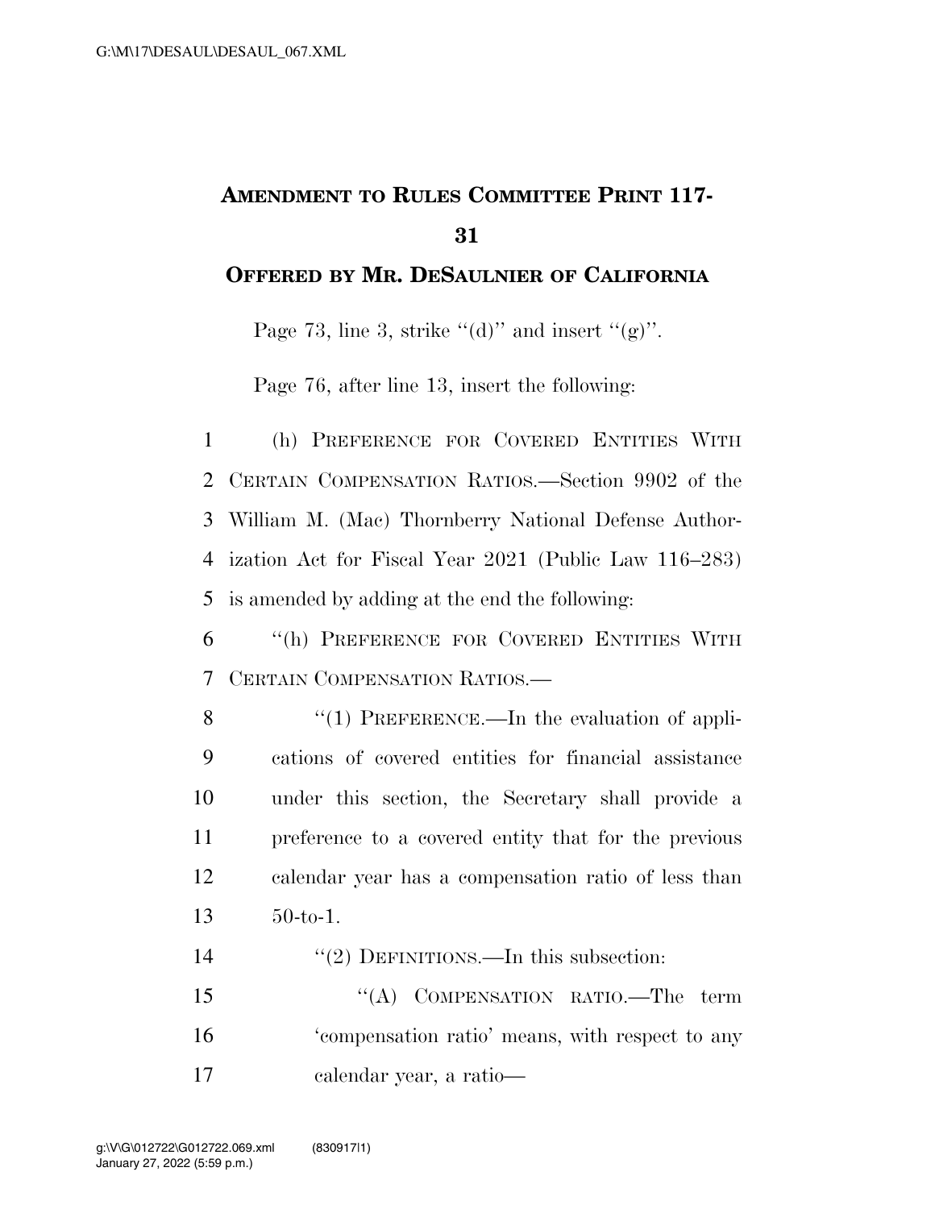# AMENDMENT TO RULES COMMITTEE PRINT 117-31

## OFFERED BY MR. DESAULNIER OF CALIFORNIA

Page 73, line 3, strike "(d)" and insert "(g)".

Page 76, after line 13, insert the following:

1 (h) PREFERENCE FOR COVERED ENTITIES WITH
2 CERTAIN COMPENSATION RATIOS.—Section 9902 of the
3 William M. (Mac) Thornberry National Defense Author-
4 ization Act for Fiscal Year 2021 (Public Law 116–283)
5 is amended by adding at the end the following:

6 "(h) PREFERENCE FOR COVERED ENTITIES WITH
7 CERTAIN COMPENSATION RATIOS.—

8 "(1) PREFERENCE.—In the evaluation of appli-
9 cations of covered entities for financial assistance
10 under this section, the Secretary shall provide a
11 preference to a covered entity that for the previous
12 calendar year has a compensation ratio of less than
13 50-to-1.

14 "(2) DEFINITIONS.—In this subsection:

15 "(A) COMPENSATION RATIO.—The term
16 'compensation ratio' means, with respect to any
17 calendar year, a ratio—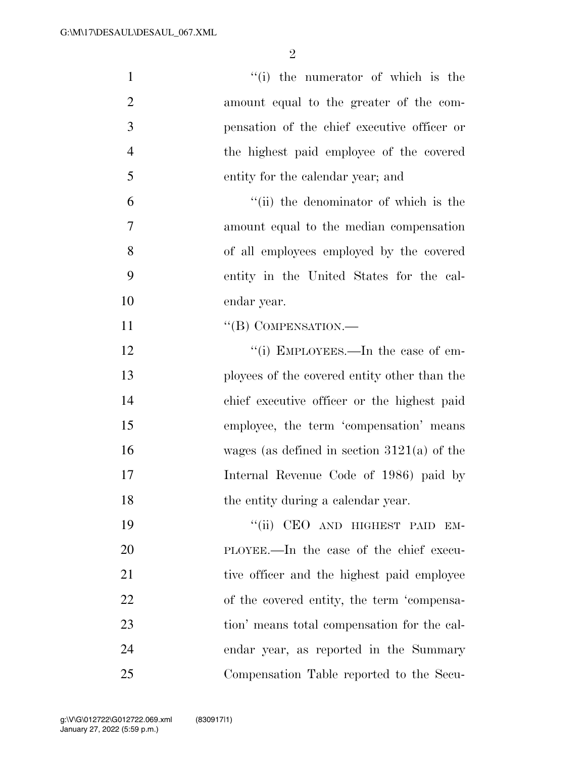"(i) the numerator of which is the amount equal to the greater of the compensation of the chief executive officer or the highest paid employee of the covered entity for the calendar year; and

"(ii) the denominator of which is the amount equal to the median compensation of all employees employed by the covered entity in the United States for the calendar year.

"(B) COMPENSATION.—

"(i) EMPLOYEES.—In the case of employees of the covered entity other than the chief executive officer or the highest paid employee, the term 'compensation' means wages (as defined in section 3121(a) of the Internal Revenue Code of 1986) paid by the entity during a calendar year.

"(ii) CEO AND HIGHEST PAID EMPLOYEE.—In the case of the chief executive officer and the highest paid employee of the covered entity, the term 'compensation' means total compensation for the calendar year, as reported in the Summary Compensation Table reported to the Secu-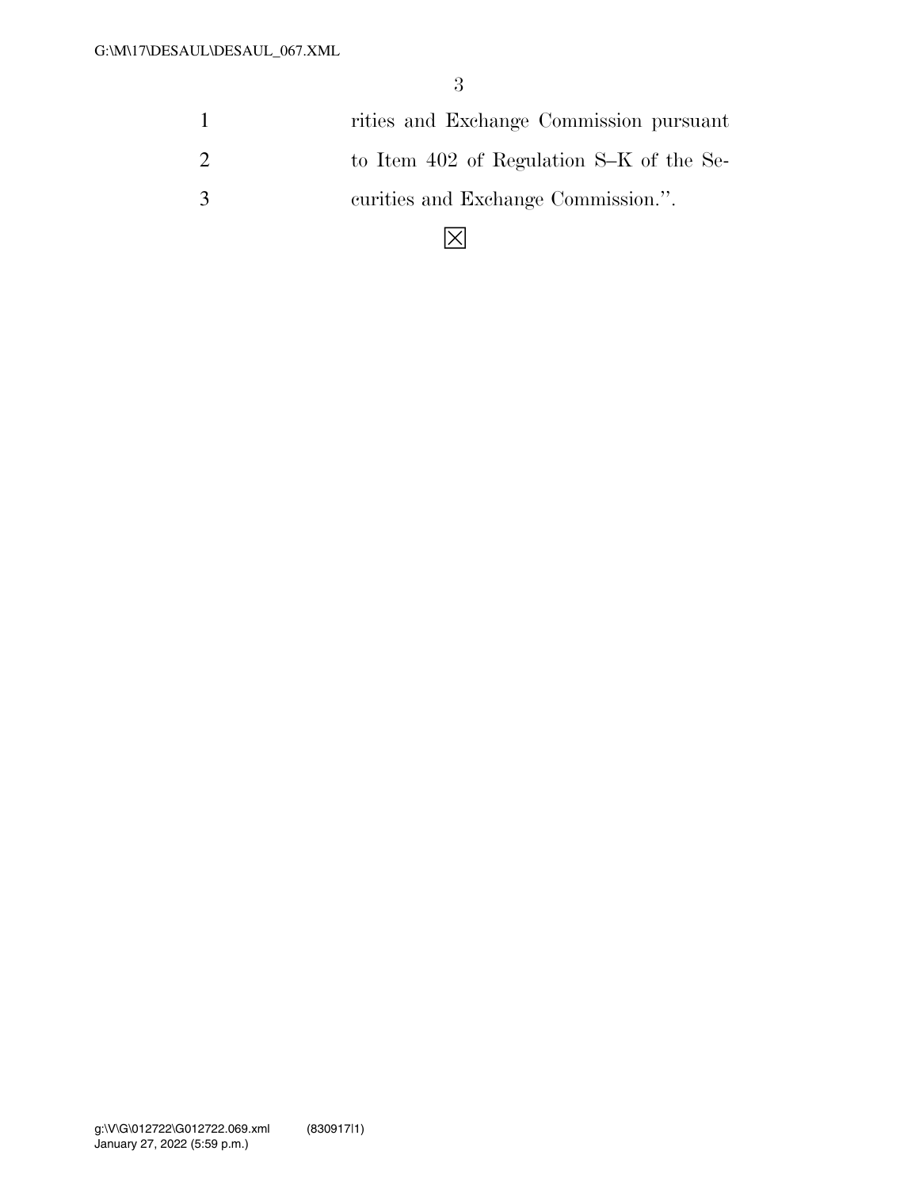rities and Exchange Commission pursuant to Item 402 of Regulation S–K of the Securities and Exchange Commission.''.